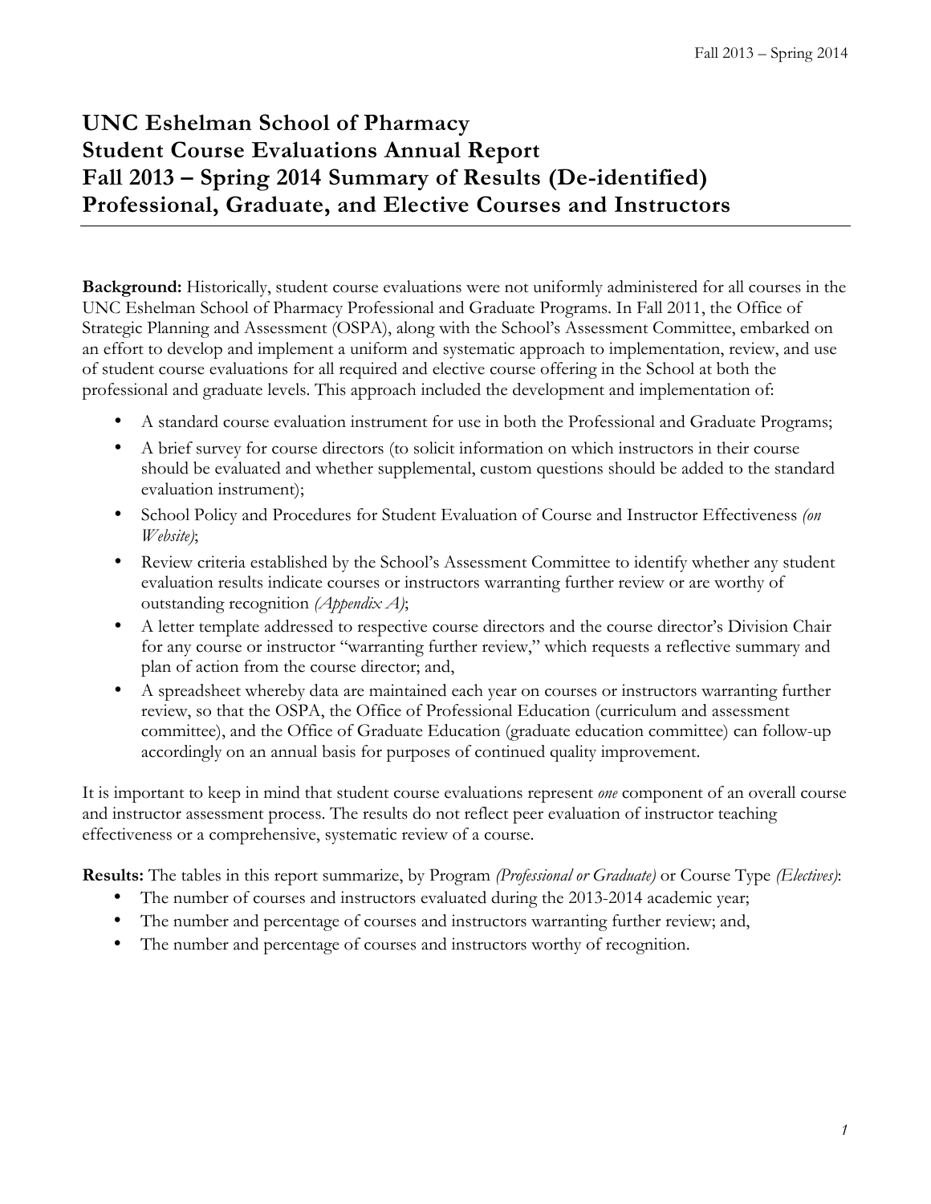# UNC Eshelman School of Pharmacy
# Student Course Evaluations Annual Report
# Fall 2013 – Spring 2014 Summary of Results (De-identified)
# Professional, Graduate, and Elective Courses and Instructors

**Background:** Historically, student course evaluations were not uniformly administered for all courses in the UNC Eshelman School of Pharmacy Professional and Graduate Programs. In Fall 2011, the Office of Strategic Planning and Assessment (OSPA), along with the School's Assessment Committee, embarked on an effort to develop and implement a uniform and systematic approach to implementation, review, and use of student course evaluations for all required and elective course offering in the School at both the professional and graduate levels. This approach included the development and implementation of:

- A standard course evaluation instrument for use in both the Professional and Graduate Programs;
- A brief survey for course directors (to solicit information on which instructors in their course should be evaluated and whether supplemental, custom questions should be added to the standard evaluation instrument);
- School Policy and Procedures for Student Evaluation of Course and Instructor Effectiveness *(on Website)*;
- Review criteria established by the School's Assessment Committee to identify whether any student evaluation results indicate courses or instructors warranting further review or are worthy of outstanding recognition *(Appendix A)*;
- A letter template addressed to respective course directors and the course director's Division Chair for any course or instructor "warranting further review," which requests a reflective summary and plan of action from the course director; and,
- A spreadsheet whereby data are maintained each year on courses or instructors warranting further review, so that the OSPA, the Office of Professional Education (curriculum and assessment committee), and the Office of Graduate Education (graduate education committee) can follow-up accordingly on an annual basis for purposes of continued quality improvement.

It is important to keep in mind that student course evaluations represent *one* component of an overall course and instructor assessment process. The results do not reflect peer evaluation of instructor teaching effectiveness or a comprehensive, systematic review of a course.

**Results:** The tables in this report summarize, by Program *(Professional or Graduate)* or Course Type *(Electives)*:

- The number of courses and instructors evaluated during the 2013-2014 academic year;
- The number and percentage of courses and instructors warranting further review; and,
- The number and percentage of courses and instructors worthy of recognition.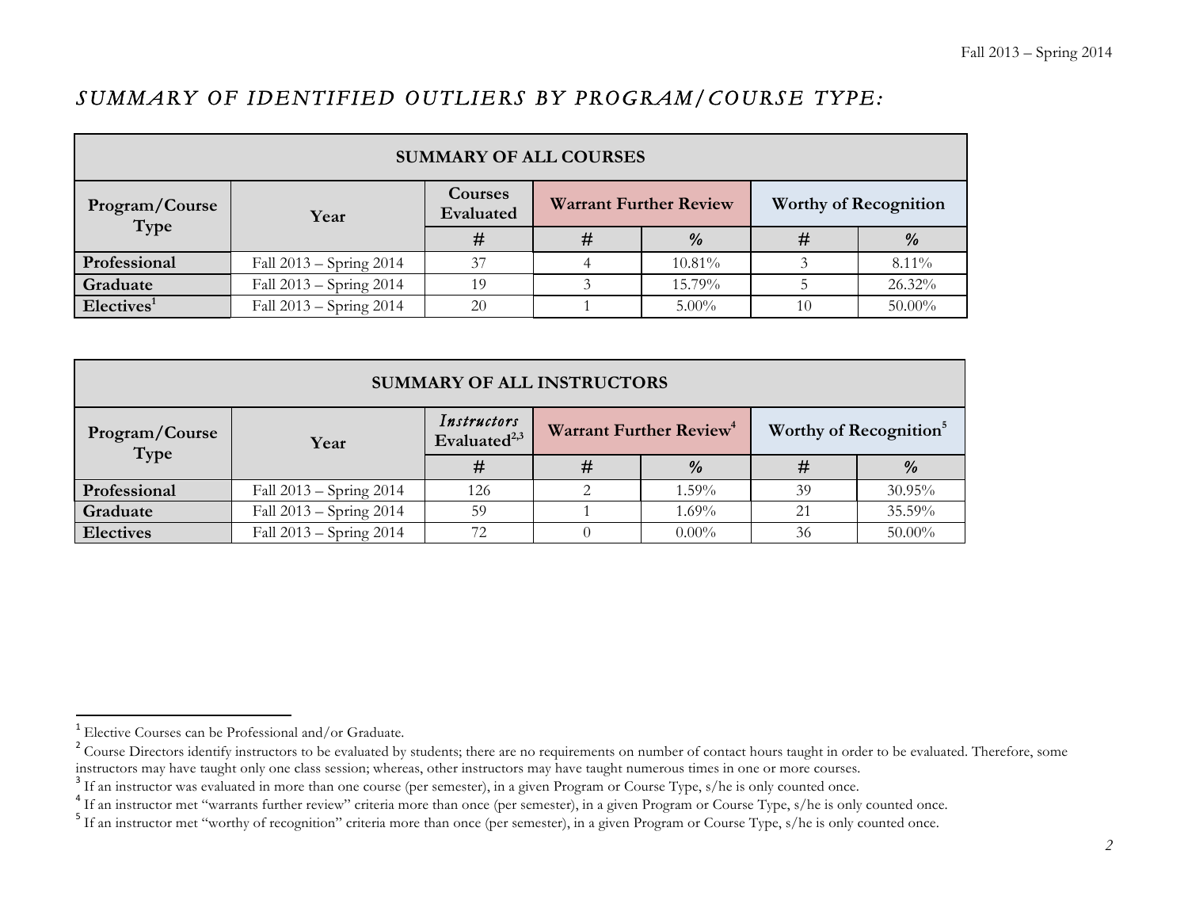## *SUMMARY OF IDENTIFIED OUTLIERS BY PROGRAM/COURSE TYPE:*

| SUMMARY OF ALL COURSES | | | | | | |
|---|---|---|---|---|---|---|
| **Program/Course Type** | **Year** | **Courses Evaluated** | **Warrant Further Review** | | **Worthy of Recognition** | |
| | | **#** | **#** | **%** | **#** | **%** |
| **Professional** | Fall 2013 – Spring 2014 | 37 | 4 | 10.81% | 3 | 8.11% |
| **Graduate** | Fall 2013 – Spring 2014 | 19 | 3 | 15.79% | 5 | 26.32% |
| **Electives**[1] | Fall 2013 – Spring 2014 | 20 | 1 | 5.00% | 10 | 50.00% |

| SUMMARY OF ALL INSTRUCTORS | | | | | | |
|---|---|---|---|---|---|---|
| **Program/Course Type** | **Year** | ***Instructors* Evaluated**[2,3] | **Warrant Further Review**[4] | | **Worthy of Recognition**[5] | |
| | | **#** | **#** | **%** | **#** | **%** |
| **Professional** | Fall 2013 – Spring 2014 | 126 | 2 | 1.59% | 39 | 30.95% |
| **Graduate** | Fall 2013 – Spring 2014 | 59 | 1 | 1.69% | 21 | 35.59% |
| **Electives** | Fall 2013 – Spring 2014 | 72 | 0 | 0.00% | 36 | 50.00% |

---

[1] Elective Courses can be Professional and/or Graduate.

[2] Course Directors identify instructors to be evaluated by students; there are no requirements on number of contact hours taught in order to be evaluated. Therefore, some instructors may have taught only one class session; whereas, other instructors may have taught numerous times in one or more courses.

[3] If an instructor was evaluated in more than one course (per semester), in a given Program or Course Type, s/he is only counted once.

[4] If an instructor met "warrants further review" criteria more than once (per semester), in a given Program or Course Type, s/he is only counted once.

[5] If an instructor met "worthy of recognition" criteria more than once (per semester), in a given Program or Course Type, s/he is only counted once.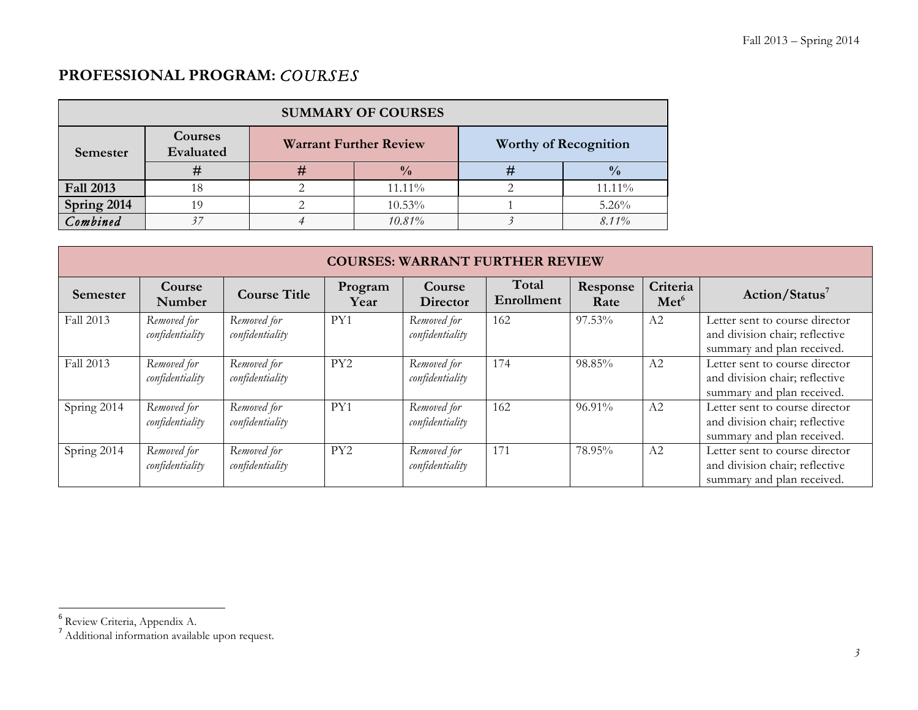## PROFESSIONAL PROGRAM: *COURSES*

| SUMMARY OF COURSES | | | | | |
|---|---|---|---|---|---|
| Semester | Courses Evaluated | Warrant Further Review | | Worthy of Recognition | |
| | # | # | % | # | % |
| **Fall 2013** | 18 | 2 | 11.11% | 2 | 11.11% |
| **Spring 2014** | 19 | 2 | 10.53% | 1 | 5.26% |
| ***Combined*** | *37* | *4* | *10.81%* | *3* | *8.11%* |

| COURSES: WARRANT FURTHER REVIEW | | | | | | | | |
|---|---|---|---|---|---|---|---|---|
| **Semester** | **Course Number** | **Course Title** | **Program Year** | **Course Director** | **Total Enrollment** | **Response Rate** | **Criteria Met[6]** | **Action/Status[7]** |
| Fall 2013 | *Removed for confidentiality* | *Removed for confidentiality* | PY1 | *Removed for confidentiality* | 162 | 97.53% | A2 | Letter sent to course director and division chair; reflective summary and plan received. |
| Fall 2013 | *Removed for confidentiality* | *Removed for confidentiality* | PY2 | *Removed for confidentiality* | 174 | 98.85% | A2 | Letter sent to course director and division chair; reflective summary and plan received. |
| Spring 2014 | *Removed for confidentiality* | *Removed for confidentiality* | PY1 | *Removed for confidentiality* | 162 | 96.91% | A2 | Letter sent to course director and division chair; reflective summary and plan received. |
| Spring 2014 | *Removed for confidentiality* | *Removed for confidentiality* | PY2 | *Removed for confidentiality* | 171 | 78.95% | A2 | Letter sent to course director and division chair; reflective summary and plan received. |

[6] Review Criteria, Appendix A.

[7] Additional information available upon request.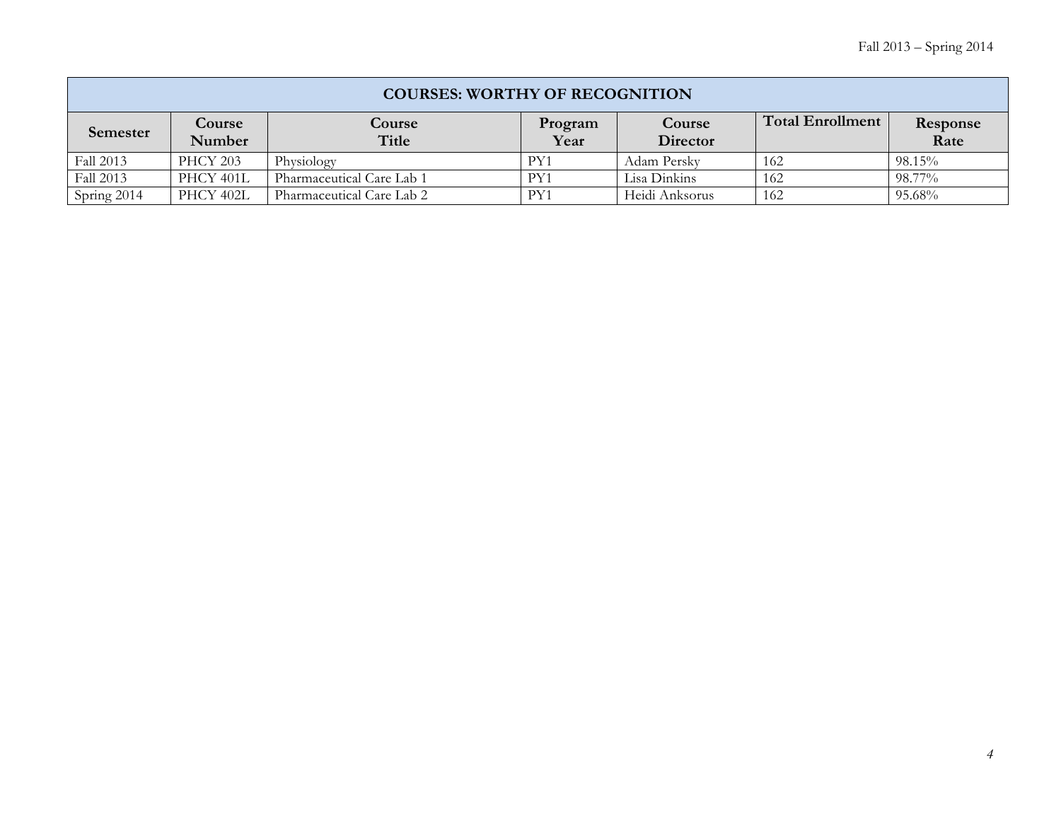| COURSES: WORTHY OF RECOGNITION | | | | | | |
|---|---|---|---|---|---|---|
| **Semester** | **Course Number** | **Course Title** | **Program Year** | **Course Director** | **Total Enrollment** | **Response Rate** |
| Fall 2013 | PHCY 203 | Physiology | PY1 | Adam Persky | 162 | 98.15% |
| Fall 2013 | PHCY 401L | Pharmaceutical Care Lab 1 | PY1 | Lisa Dinkins | 162 | 98.77% |
| Spring 2014 | PHCY 402L | Pharmaceutical Care Lab 2 | PY1 | Heidi Anksorus | 162 | 95.68% |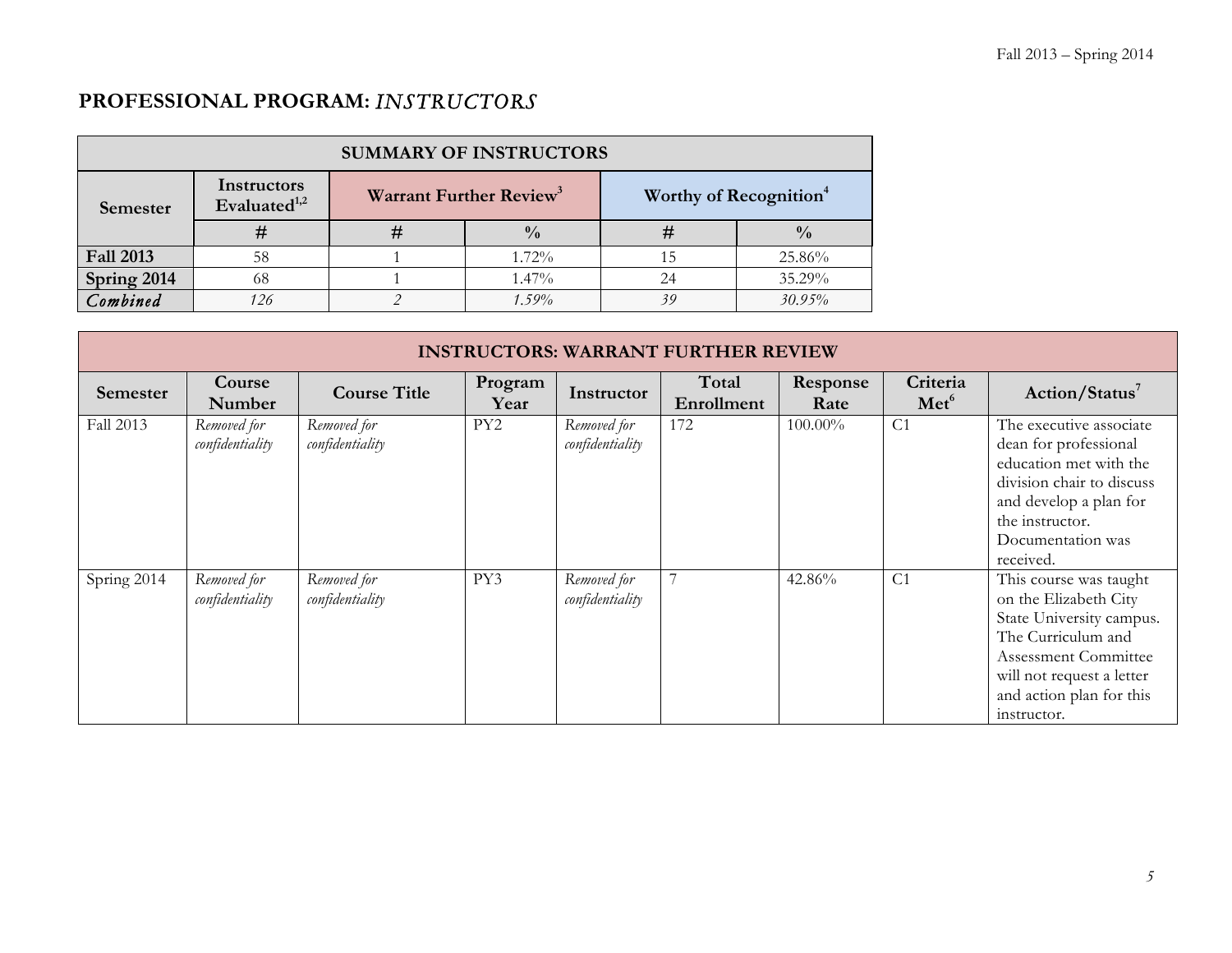## PROFESSIONAL PROGRAM: *INSTRUCTORS*

| SUMMARY OF INSTRUCTORS | | | | | |
|---|---|---|---|---|---|
| Semester | Instructors Evaluated[1,2] | Warrant Further Review[3] | | Worthy of Recognition[4] | |
| | # | # | % | # | % |
| **Fall 2013** | 58 | 1 | 1.72% | 15 | 25.86% |
| **Spring 2014** | 68 | 1 | 1.47% | 24 | 35.29% |
| ***Combined*** | *126* | *2* | *1.59%* | *39* | *30.95%* |

| INSTRUCTORS: WARRANT FURTHER REVIEW | | | | | | | | |
|---|---|---|---|---|---|---|---|---|
| Semester | Course Number | Course Title | Program Year | Instructor | Total Enrollment | Response Rate | Criteria Met[6] | Action/Status[7] |
| Fall 2013 | *Removed for confidentiality* | *Removed for confidentiality* | PY2 | *Removed for confidentiality* | 172 | 100.00% | C1 | The executive associate dean for professional education met with the division chair to discuss and develop a plan for the instructor. Documentation was received. |
| Spring 2014 | *Removed for confidentiality* | *Removed for confidentiality* | PY3 | *Removed for confidentiality* | 7 | 42.86% | C1 | This course was taught on the Elizabeth City State University campus. The Curriculum and Assessment Committee will not request a letter and action plan for this instructor. |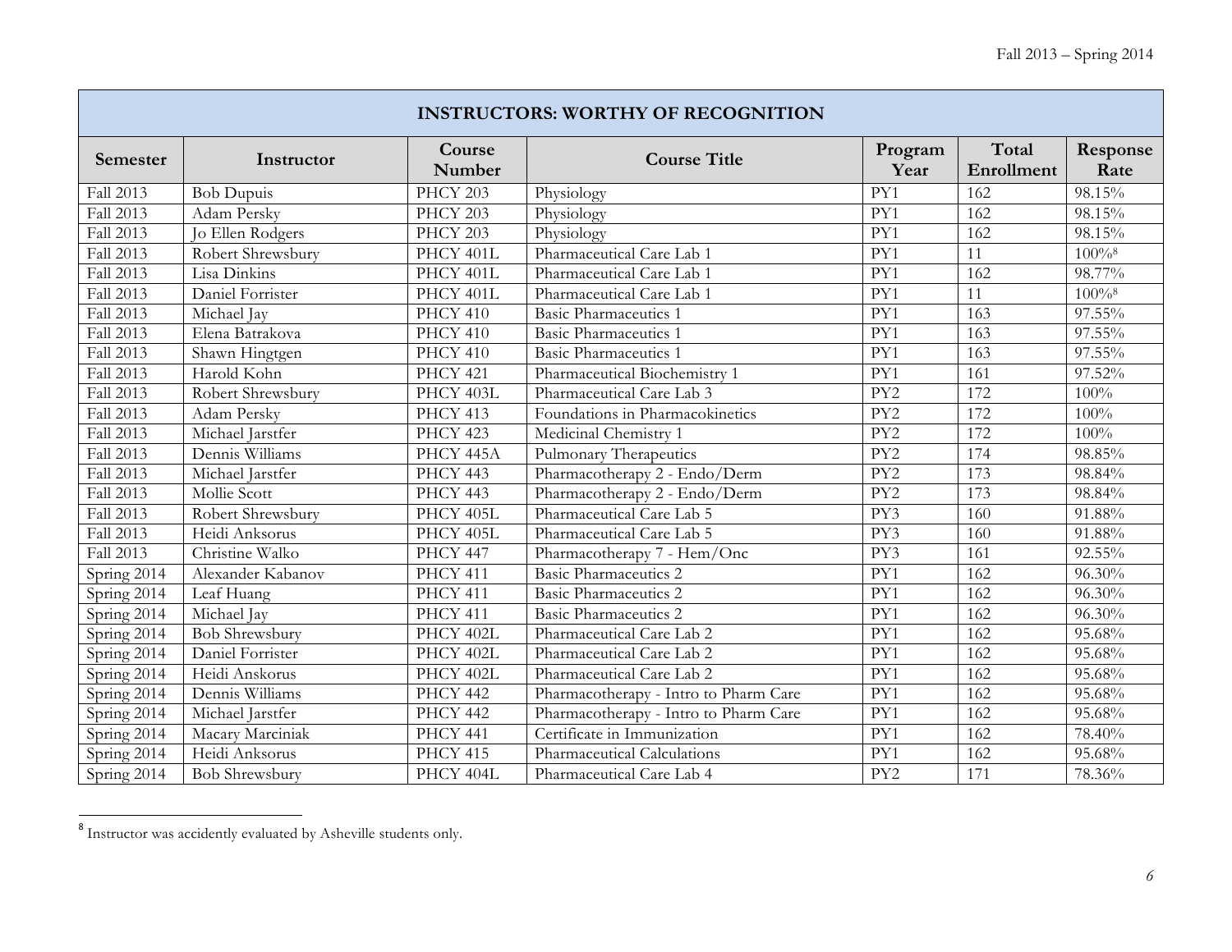| INSTRUCTORS: WORTHY OF RECOGNITION | | | | | | |
|---|---|---|---|---|---|---|
| **Semester** | **Instructor** | **Course Number** | **Course Title** | **Program Year** | **Total Enrollment** | **Response Rate** |
| Fall 2013 | Bob Dupuis | PHCY 203 | Physiology | PY1 | 162 | 98.15% |
| Fall 2013 | Adam Persky | PHCY 203 | Physiology | PY1 | 162 | 98.15% |
| Fall 2013 | Jo Ellen Rodgers | PHCY 203 | Physiology | PY1 | 162 | 98.15% |
| Fall 2013 | Robert Shrewsbury | PHCY 401L | Pharmaceutical Care Lab 1 | PY1 | 11 | 100%[8] |
| Fall 2013 | Lisa Dinkins | PHCY 401L | Pharmaceutical Care Lab 1 | PY1 | 162 | 98.77% |
| Fall 2013 | Daniel Forrister | PHCY 401L | Pharmaceutical Care Lab 1 | PY1 | 11 | 100%[8] |
| Fall 2013 | Michael Jay | PHCY 410 | Basic Pharmaceutics 1 | PY1 | 163 | 97.55% |
| Fall 2013 | Elena Batrakova | PHCY 410 | Basic Pharmaceutics 1 | PY1 | 163 | 97.55% |
| Fall 2013 | Shawn Hingtgen | PHCY 410 | Basic Pharmaceutics 1 | PY1 | 163 | 97.55% |
| Fall 2013 | Harold Kohn | PHCY 421 | Pharmaceutical Biochemistry 1 | PY1 | 161 | 97.52% |
| Fall 2013 | Robert Shrewsbury | PHCY 403L | Pharmaceutical Care Lab 3 | PY2 | 172 | 100% |
| Fall 2013 | Adam Persky | PHCY 413 | Foundations in Pharmacokinetics | PY2 | 172 | 100% |
| Fall 2013 | Michael Jarstfer | PHCY 423 | Medicinal Chemistry 1 | PY2 | 172 | 100% |
| Fall 2013 | Dennis Williams | PHCY 445A | Pulmonary Therapeutics | PY2 | 174 | 98.85% |
| Fall 2013 | Michael Jarstfer | PHCY 443 | Pharmacotherapy 2 - Endo/Derm | PY2 | 173 | 98.84% |
| Fall 2013 | Mollie Scott | PHCY 443 | Pharmacotherapy 2 - Endo/Derm | PY2 | 173 | 98.84% |
| Fall 2013 | Robert Shrewsbury | PHCY 405L | Pharmaceutical Care Lab 5 | PY3 | 160 | 91.88% |
| Fall 2013 | Heidi Anksorus | PHCY 405L | Pharmaceutical Care Lab 5 | PY3 | 160 | 91.88% |
| Fall 2013 | Christine Walko | PHCY 447 | Pharmacotherapy 7 - Hem/Onc | PY3 | 161 | 92.55% |
| Spring 2014 | Alexander Kabanov | PHCY 411 | Basic Pharmaceutics 2 | PY1 | 162 | 96.30% |
| Spring 2014 | Leaf Huang | PHCY 411 | Basic Pharmaceutics 2 | PY1 | 162 | 96.30% |
| Spring 2014 | Michael Jay | PHCY 411 | Basic Pharmaceutics 2 | PY1 | 162 | 96.30% |
| Spring 2014 | Bob Shrewsbury | PHCY 402L | Pharmaceutical Care Lab 2 | PY1 | 162 | 95.68% |
| Spring 2014 | Daniel Forrister | PHCY 402L | Pharmaceutical Care Lab 2 | PY1 | 162 | 95.68% |
| Spring 2014 | Heidi Anksorus | PHCY 402L | Pharmaceutical Care Lab 2 | PY1 | 162 | 95.68% |
| Spring 2014 | Dennis Williams | PHCY 442 | Pharmacotherapy - Intro to Pharm Care | PY1 | 162 | 95.68% |
| Spring 2014 | Michael Jarstfer | PHCY 442 | Pharmacotherapy - Intro to Pharm Care | PY1 | 162 | 95.68% |
| Spring 2014 | Macary Marciniak | PHCY 441 | Certificate in Immunization | PY1 | 162 | 78.40% |
| Spring 2014 | Heidi Anksorus | PHCY 415 | Pharmaceutical Calculations | PY1 | 162 | 95.68% |
| Spring 2014 | Bob Shrewsbury | PHCY 404L | Pharmaceutical Care Lab 4 | PY2 | 171 | 78.36% |

[8] Instructor was accidently evaluated by Asheville students only.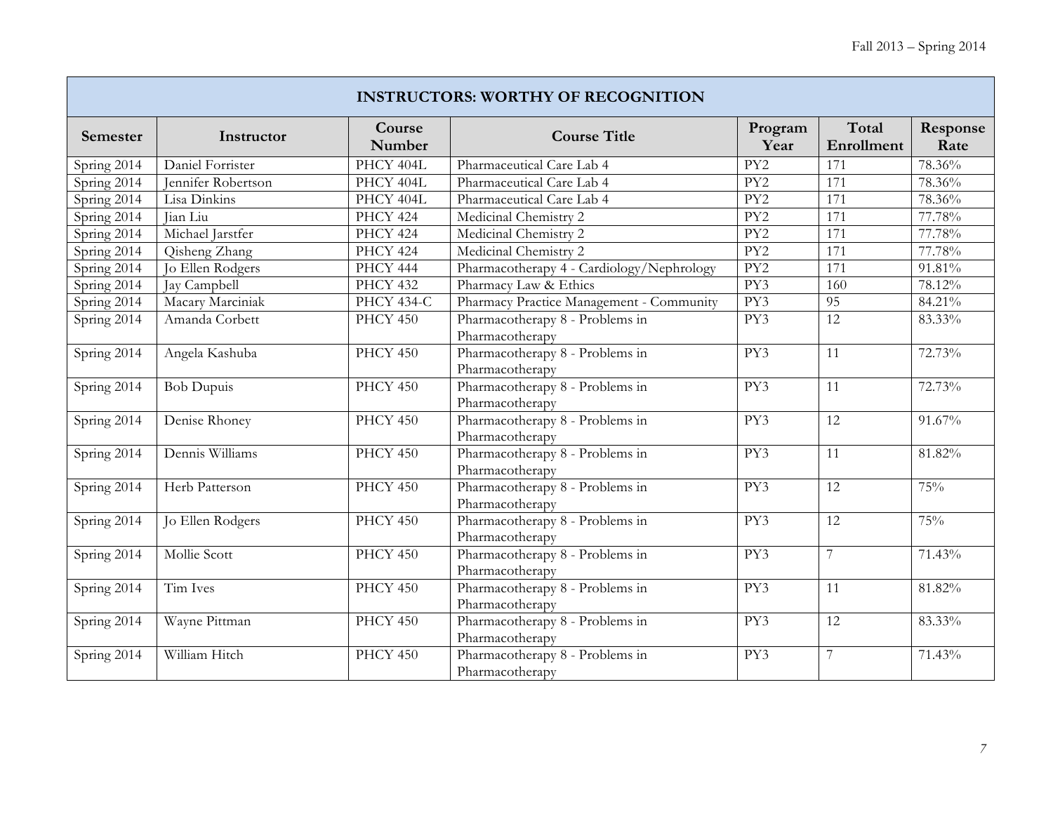| INSTRUCTORS: WORTHY OF RECOGNITION | | | | | | |
|---|---|---|---|---|---|---|
| **Semester** | **Instructor** | **Course Number** | **Course Title** | **Program Year** | **Total Enrollment** | **Response Rate** |
| Spring 2014 | Daniel Forrister | PHCY 404L | Pharmaceutical Care Lab 4 | PY2 | 171 | 78.36% |
| Spring 2014 | Jennifer Robertson | PHCY 404L | Pharmaceutical Care Lab 4 | PY2 | 171 | 78.36% |
| Spring 2014 | Lisa Dinkins | PHCY 404L | Pharmaceutical Care Lab 4 | PY2 | 171 | 78.36% |
| Spring 2014 | Jian Liu | PHCY 424 | Medicinal Chemistry 2 | PY2 | 171 | 77.78% |
| Spring 2014 | Michael Jarstfer | PHCY 424 | Medicinal Chemistry 2 | PY2 | 171 | 77.78% |
| Spring 2014 | Qisheng Zhang | PHCY 424 | Medicinal Chemistry 2 | PY2 | 171 | 77.78% |
| Spring 2014 | Jo Ellen Rodgers | PHCY 444 | Pharmacotherapy 4 - Cardiology/Nephrology | PY2 | 171 | 91.81% |
| Spring 2014 | Jay Campbell | PHCY 432 | Pharmacy Law & Ethics | PY3 | 160 | 78.12% |
| Spring 2014 | Macary Marciniak | PHCY 434-C | Pharmacy Practice Management - Community | PY3 | 95 | 84.21% |
| Spring 2014 | Amanda Corbett | PHCY 450 | Pharmacotherapy 8 - Problems in Pharmacotherapy | PY3 | 12 | 83.33% |
| Spring 2014 | Angela Kashuba | PHCY 450 | Pharmacotherapy 8 - Problems in Pharmacotherapy | PY3 | 11 | 72.73% |
| Spring 2014 | Bob Dupuis | PHCY 450 | Pharmacotherapy 8 - Problems in Pharmacotherapy | PY3 | 11 | 72.73% |
| Spring 2014 | Denise Rhoney | PHCY 450 | Pharmacotherapy 8 - Problems in Pharmacotherapy | PY3 | 12 | 91.67% |
| Spring 2014 | Dennis Williams | PHCY 450 | Pharmacotherapy 8 - Problems in Pharmacotherapy | PY3 | 11 | 81.82% |
| Spring 2014 | Herb Patterson | PHCY 450 | Pharmacotherapy 8 - Problems in Pharmacotherapy | PY3 | 12 | 75% |
| Spring 2014 | Jo Ellen Rodgers | PHCY 450 | Pharmacotherapy 8 - Problems in Pharmacotherapy | PY3 | 12 | 75% |
| Spring 2014 | Mollie Scott | PHCY 450 | Pharmacotherapy 8 - Problems in Pharmacotherapy | PY3 | 7 | 71.43% |
| Spring 2014 | Tim Ives | PHCY 450 | Pharmacotherapy 8 - Problems in Pharmacotherapy | PY3 | 11 | 81.82% |
| Spring 2014 | Wayne Pittman | PHCY 450 | Pharmacotherapy 8 - Problems in Pharmacotherapy | PY3 | 12 | 83.33% |
| Spring 2014 | William Hitch | PHCY 450 | Pharmacotherapy 8 - Problems in Pharmacotherapy | PY3 | 7 | 71.43% |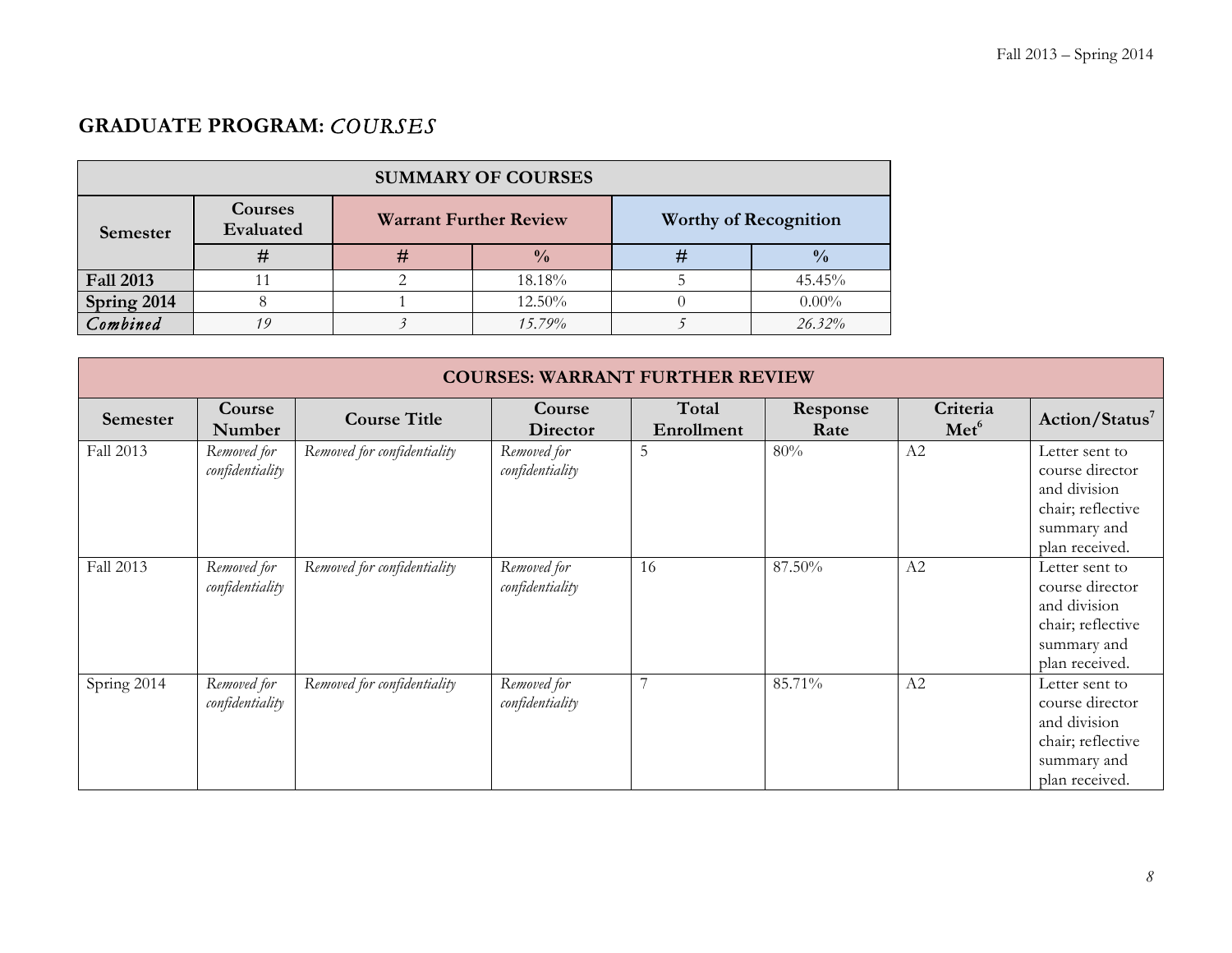## GRADUATE PROGRAM: *COURSES*

| SUMMARY OF COURSES | | | | | |
|---|---|---|---|---|---|
| **Semester** | **Courses Evaluated** | **Warrant Further Review** | | **Worthy of Recognition** | |
| | **#** | **#** | **%** | **#** | **%** |
| **Fall 2013** | 11 | 2 | 18.18% | 5 | 45.45% |
| **Spring 2014** | 8 | 1 | 12.50% | 0 | 0.00% |
| ***Combined*** | *19* | *3* | *15.79%* | *5* | *26.32%* |

| COURSES: WARRANT FURTHER REVIEW | | | | | | | |
|---|---|---|---|---|---|---|---|
| **Semester** | **Course Number** | **Course Title** | **Course Director** | **Total Enrollment** | **Response Rate** | **Criteria Met**[6] | **Action/Status**[7] |
| Fall 2013 | *Removed for confidentiality* | *Removed for confidentiality* | *Removed for confidentiality* | 5 | 80% | A2 | Letter sent to course director and division chair; reflective summary and plan received. |
| Fall 2013 | *Removed for confidentiality* | *Removed for confidentiality* | *Removed for confidentiality* | 16 | 87.50% | A2 | Letter sent to course director and division chair; reflective summary and plan received. |
| Spring 2014 | *Removed for confidentiality* | *Removed for confidentiality* | *Removed for confidentiality* | 7 | 85.71% | A2 | Letter sent to course director and division chair; reflective summary and plan received. |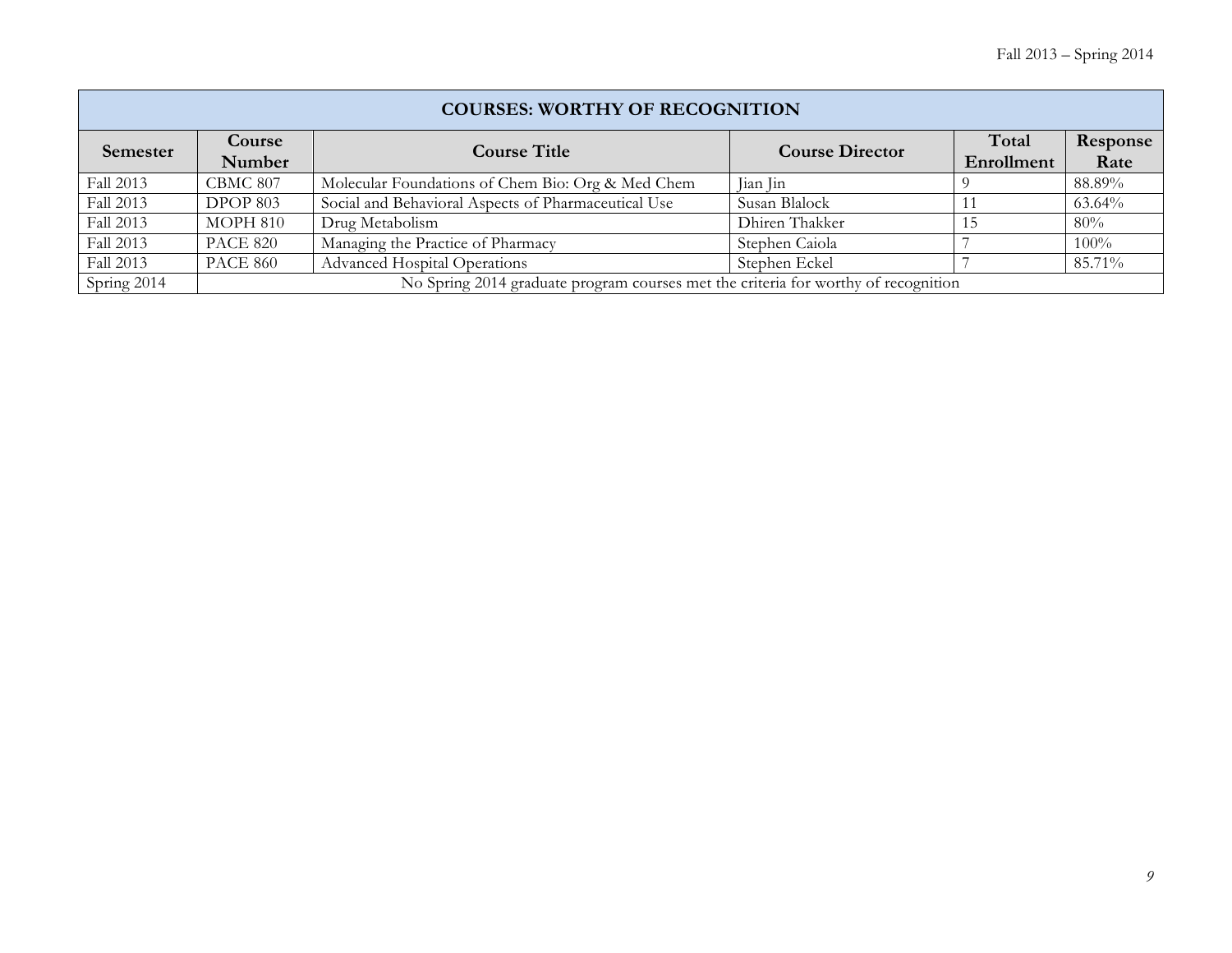| COURSES: WORTHY OF RECOGNITION | | | | | |
|---|---|---|---|---|---|
| **Semester** | **Course Number** | **Course Title** | **Course Director** | **Total Enrollment** | **Response Rate** |
| Fall 2013 | CBMC 807 | Molecular Foundations of Chem Bio: Org & Med Chem | Jian Jin | 9 | 88.89% |
| Fall 2013 | DPOP 803 | Social and Behavioral Aspects of Pharmaceutical Use | Susan Blalock | 11 | 63.64% |
| Fall 2013 | MOPH 810 | Drug Metabolism | Dhiren Thakker | 15 | 80% |
| Fall 2013 | PACE 820 | Managing the Practice of Pharmacy | Stephen Caiola | 7 | 100% |
| Fall 2013 | PACE 860 | Advanced Hospital Operations | Stephen Eckel | 7 | 85.71% |
| Spring 2014 | No Spring 2014 graduate program courses met the criteria for worthy of recognition | | | | |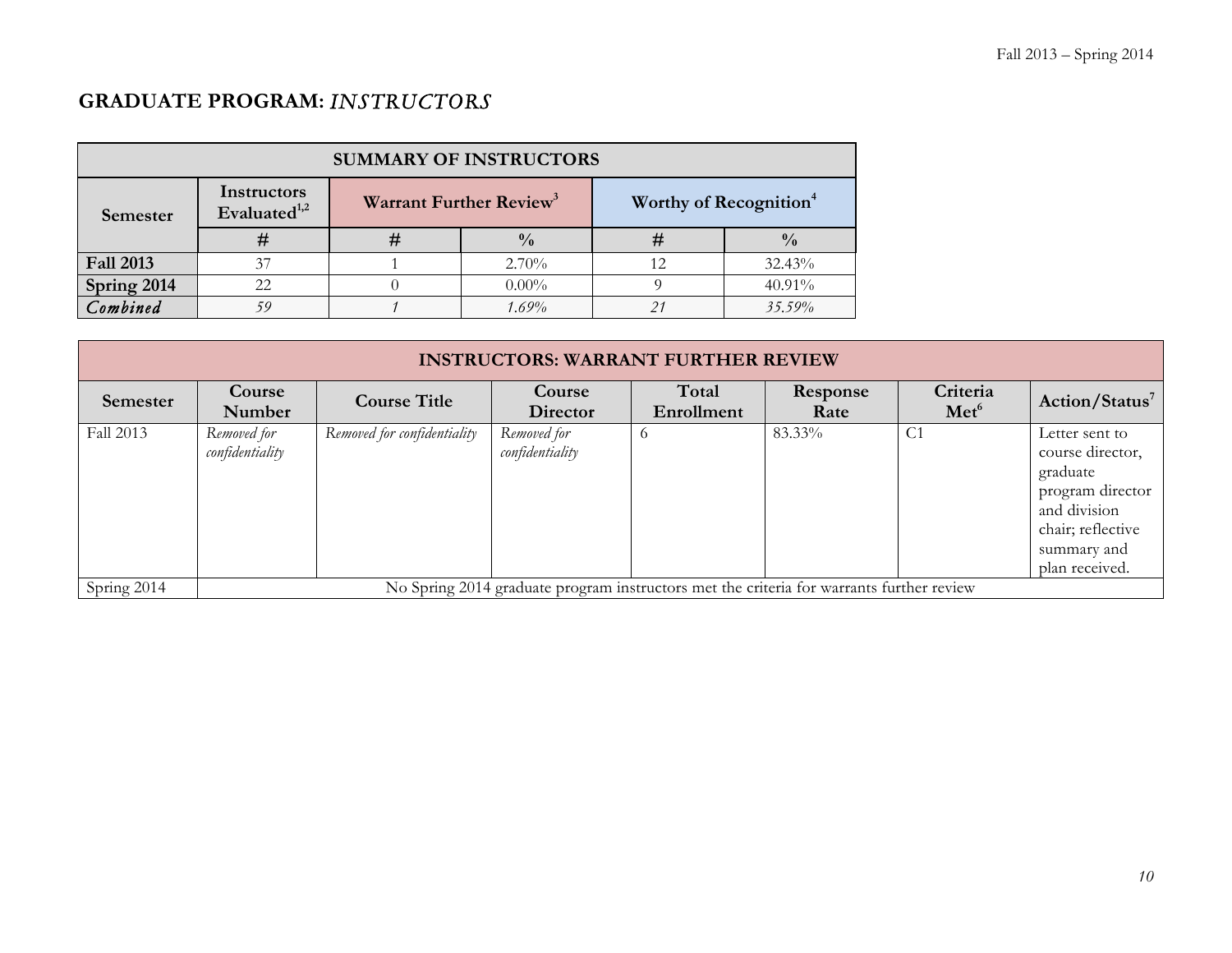## GRADUATE PROGRAM: *INSTRUCTORS*

| SUMMARY OF INSTRUCTORS | | | | | |
|---|---|---|---|---|---|
| Semester | Instructors Evaluated[1,2] | Warrant Further Review[3] | | Worthy of Recognition[4] | |
| | # | # | % | # | % |
| **Fall 2013** | 37 | 1 | 2.70% | 12 | 32.43% |
| **Spring 2014** | 22 | 0 | 0.00% | 9 | 40.91% |
| ***Combined*** | *59* | *1* | *1.69%* | *21* | *35.59%* |

| INSTRUCTORS: WARRANT FURTHER REVIEW | | | | | | | |
|---|---|---|---|---|---|---|---|
| Semester | Course Number | Course Title | Course Director | Total Enrollment | Response Rate | Criteria Met[6] | Action/Status[7] |
| Fall 2013 | *Removed for confidentiality* | *Removed for confidentiality* | *Removed for confidentiality* | 6 | 83.33% | C1 | Letter sent to course director, graduate program director and division chair; reflective summary and plan received. |
| Spring 2014 | No Spring 2014 graduate program instructors met the criteria for warrants further review | | | | | | |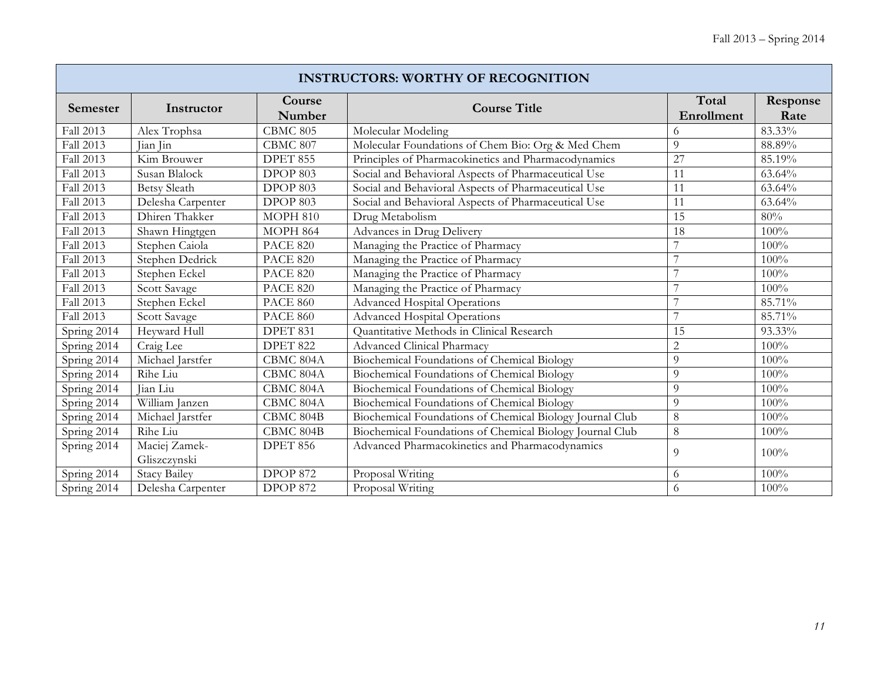| INSTRUCTORS: WORTHY OF RECOGNITION | | | | | |
|---|---|---|---|---|---|
| **Semester** | **Instructor** | **Course Number** | **Course Title** | **Total Enrollment** | **Response Rate** |
| Fall 2013 | Alex Trophsa | CBMC 805 | Molecular Modeling | 6 | 83.33% |
| Fall 2013 | Jian Jin | CBMC 807 | Molecular Foundations of Chem Bio: Org & Med Chem | 9 | 88.89% |
| Fall 2013 | Kim Brouwer | DPET 855 | Principles of Pharmacokinetics and Pharmacodynamics | 27 | 85.19% |
| Fall 2013 | Susan Blalock | DPOP 803 | Social and Behavioral Aspects of Pharmaceutical Use | 11 | 63.64% |
| Fall 2013 | Betsy Sleath | DPOP 803 | Social and Behavioral Aspects of Pharmaceutical Use | 11 | 63.64% |
| Fall 2013 | Delesha Carpenter | DPOP 803 | Social and Behavioral Aspects of Pharmaceutical Use | 11 | 63.64% |
| Fall 2013 | Dhiren Thakker | MOPH 810 | Drug Metabolism | 15 | 80% |
| Fall 2013 | Shawn Hingtgen | MOPH 864 | Advances in Drug Delivery | 18 | 100% |
| Fall 2013 | Stephen Caiola | PACE 820 | Managing the Practice of Pharmacy | 7 | 100% |
| Fall 2013 | Stephen Dedrick | PACE 820 | Managing the Practice of Pharmacy | 7 | 100% |
| Fall 2013 | Stephen Eckel | PACE 820 | Managing the Practice of Pharmacy | 7 | 100% |
| Fall 2013 | Scott Savage | PACE 820 | Managing the Practice of Pharmacy | 7 | 100% |
| Fall 2013 | Stephen Eckel | PACE 860 | Advanced Hospital Operations | 7 | 85.71% |
| Fall 2013 | Scott Savage | PACE 860 | Advanced Hospital Operations | 7 | 85.71% |
| Spring 2014 | Heyward Hull | DPET 831 | Quantitative Methods in Clinical Research | 15 | 93.33% |
| Spring 2014 | Craig Lee | DPET 822 | Advanced Clinical Pharmacy | 2 | 100% |
| Spring 2014 | Michael Jarstfer | CBMC 804A | Biochemical Foundations of Chemical Biology | 9 | 100% |
| Spring 2014 | Rihe Liu | CBMC 804A | Biochemical Foundations of Chemical Biology | 9 | 100% |
| Spring 2014 | Jian Liu | CBMC 804A | Biochemical Foundations of Chemical Biology | 9 | 100% |
| Spring 2014 | William Janzen | CBMC 804A | Biochemical Foundations of Chemical Biology | 9 | 100% |
| Spring 2014 | Michael Jarstfer | CBMC 804B | Biochemical Foundations of Chemical Biology Journal Club | 8 | 100% |
| Spring 2014 | Rihe Liu | CBMC 804B | Biochemical Foundations of Chemical Biology Journal Club | 8 | 100% |
| Spring 2014 | Maciej Zamek-Gliszczynski | DPET 856 | Advanced Pharmacokinetics and Pharmacodynamics | 9 | 100% |
| Spring 2014 | Stacy Bailey | DPOP 872 | Proposal Writing | 6 | 100% |
| Spring 2014 | Delesha Carpenter | DPOP 872 | Proposal Writing | 6 | 100% |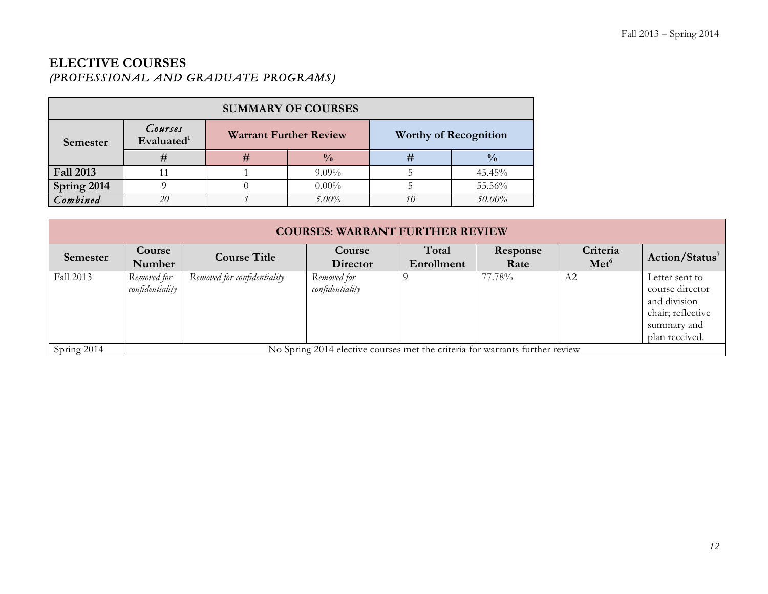## ELECTIVE COURSES

*(PROFESSIONAL AND GRADUATE PROGRAMS)*

| SUMMARY OF COURSES | | | | | |
|---|---|---|---|---|---|
| Semester | *Courses* Evaluated[1] | Warrant Further Review | | Worthy of Recognition | |
| | # | # | % | # | % |
| **Fall 2013** | 11 | 1 | 9.09% | 5 | 45.45% |
| **Spring 2014** | 9 | 0 | 0.00% | 5 | 55.56% |
| ***Combined*** | *20* | *1* | *5.00%* | *10* | *50.00%* |

| COURSES: WARRANT FURTHER REVIEW | | | | | | | |
|---|---|---|---|---|---|---|---|
| Semester | Course Number | Course Title | Course Director | Total Enrollment | Response Rate | Criteria Met[6] | Action/Status[7] |
| Fall 2013 | *Removed for confidentiality* | *Removed for confidentiality* | *Removed for confidentiality* | 9 | 77.78% | A2 | Letter sent to course director and division chair; reflective summary and plan received. |
| Spring 2014 | No Spring 2014 elective courses met the criteria for warrants further review | | | | | | |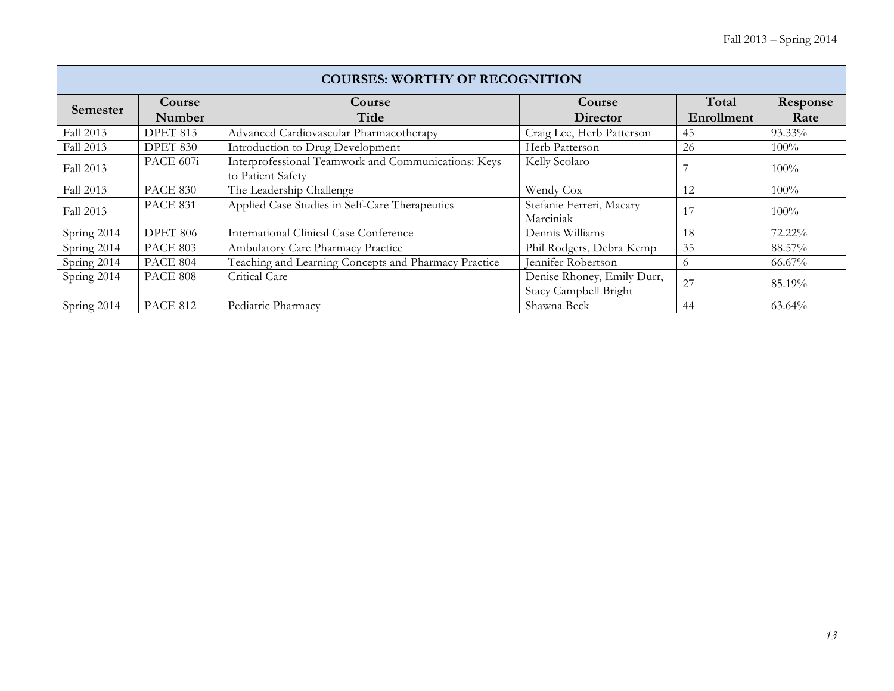| COURSES: WORTHY OF RECOGNITION | | | | | |
|---|---|---|---|---|---|
| **Semester** | **Course Number** | **Course Title** | **Course Director** | **Total Enrollment** | **Response Rate** |
| Fall 2013 | DPET 813 | Advanced Cardiovascular Pharmacotherapy | Craig Lee, Herb Patterson | 45 | 93.33% |
| Fall 2013 | DPET 830 | Introduction to Drug Development | Herb Patterson | 26 | 100% |
| Fall 2013 | PACE 607i | Interprofessional Teamwork and Communications: Keys to Patient Safety | Kelly Scolaro | 7 | 100% |
| Fall 2013 | PACE 830 | The Leadership Challenge | Wendy Cox | 12 | 100% |
| Fall 2013 | PACE 831 | Applied Case Studies in Self-Care Therapeutics | Stefanie Ferreri, Macary Marciniak | 17 | 100% |
| Spring 2014 | DPET 806 | International Clinical Case Conference | Dennis Williams | 18 | 72.22% |
| Spring 2014 | PACE 803 | Ambulatory Care Pharmacy Practice | Phil Rodgers, Debra Kemp | 35 | 88.57% |
| Spring 2014 | PACE 804 | Teaching and Learning Concepts and Pharmacy Practice | Jennifer Robertson | 6 | 66.67% |
| Spring 2014 | PACE 808 | Critical Care | Denise Rhoney, Emily Durr, Stacy Campbell Bright | 27 | 85.19% |
| Spring 2014 | PACE 812 | Pediatric Pharmacy | Shawna Beck | 44 | 63.64% |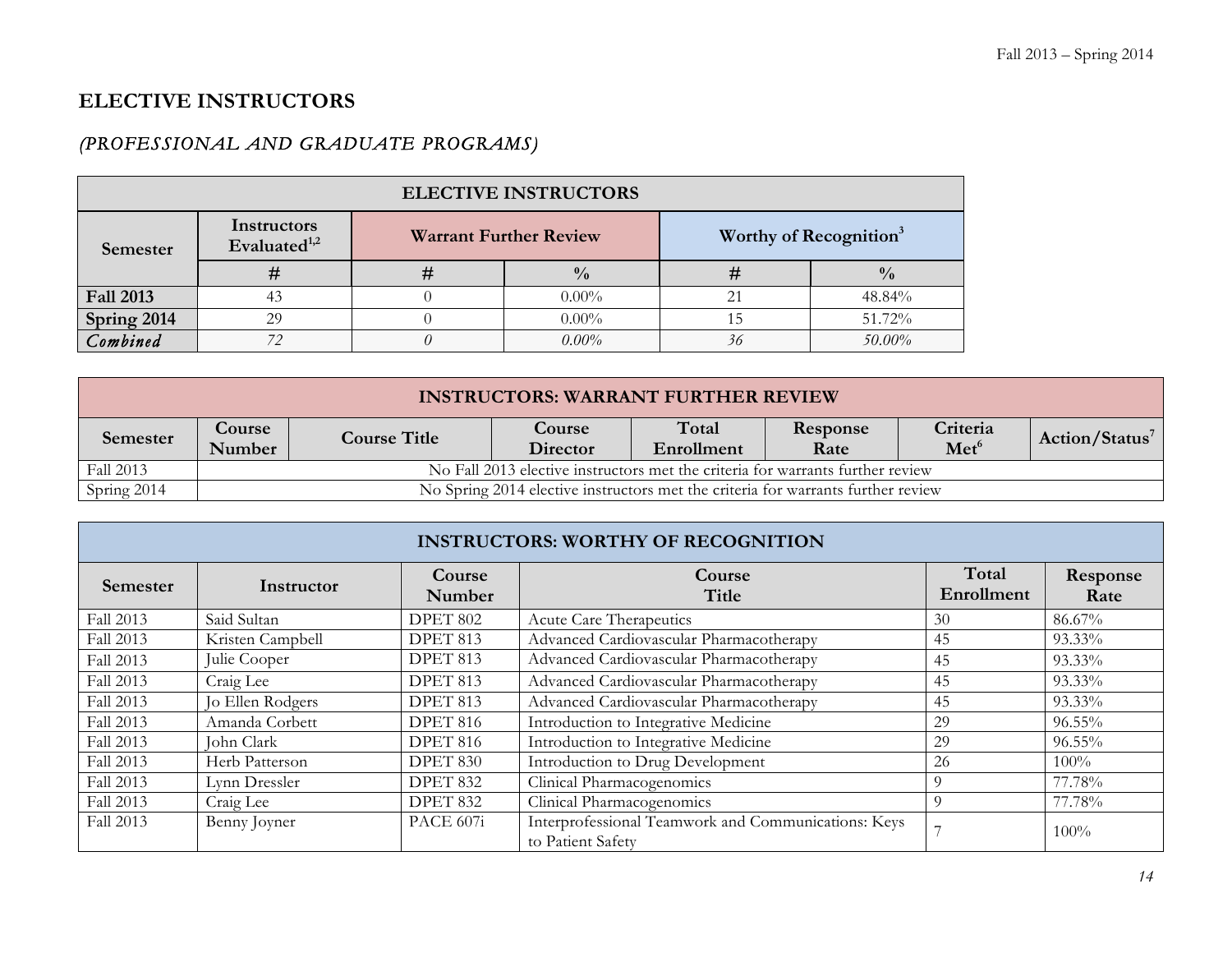## ELECTIVE INSTRUCTORS

### *(PROFESSIONAL AND GRADUATE PROGRAMS)*

| ELECTIVE INSTRUCTORS | | | | | |
|---|---|---|---|---|---|
| **Semester** | **Instructors Evaluated[1,2]** | **Warrant Further Review** | | **Worthy of Recognition[3]** | |
| | **#** | **#** | **%** | **#** | **%** |
| **Fall 2013** | 43 | 0 | 0.00% | 21 | 48.84% |
| **Spring 2014** | 29 | 0 | 0.00% | 15 | 51.72% |
| ***Combined*** | *72* | *0* | *0.00%* | *36* | *50.00%* |

| INSTRUCTORS: WARRANT FURTHER REVIEW | | | | | | | |
|---|---|---|---|---|---|---|---|
| **Semester** | **Course Number** | **Course Title** | **Course Director** | **Total Enrollment** | **Response Rate** | **Criteria Met[6]** | **Action/Status[7]** |
| Fall 2013 | No Fall 2013 elective instructors met the criteria for warrants further review | | | | | | |
| Spring 2014 | No Spring 2014 elective instructors met the criteria for warrants further review | | | | | | |

| INSTRUCTORS: WORTHY OF RECOGNITION | | | | | |
|---|---|---|---|---|---|
| **Semester** | **Instructor** | **Course Number** | **Course Title** | **Total Enrollment** | **Response Rate** |
| Fall 2013 | Said Sultan | DPET 802 | Acute Care Therapeutics | 30 | 86.67% |
| Fall 2013 | Kristen Campbell | DPET 813 | Advanced Cardiovascular Pharmacotherapy | 45 | 93.33% |
| Fall 2013 | Julie Cooper | DPET 813 | Advanced Cardiovascular Pharmacotherapy | 45 | 93.33% |
| Fall 2013 | Craig Lee | DPET 813 | Advanced Cardiovascular Pharmacotherapy | 45 | 93.33% |
| Fall 2013 | Jo Ellen Rodgers | DPET 813 | Advanced Cardiovascular Pharmacotherapy | 45 | 93.33% |
| Fall 2013 | Amanda Corbett | DPET 816 | Introduction to Integrative Medicine | 29 | 96.55% |
| Fall 2013 | John Clark | DPET 816 | Introduction to Integrative Medicine | 29 | 96.55% |
| Fall 2013 | Herb Patterson | DPET 830 | Introduction to Drug Development | 26 | 100% |
| Fall 2013 | Lynn Dressler | DPET 832 | Clinical Pharmacogenomics | 9 | 77.78% |
| Fall 2013 | Craig Lee | DPET 832 | Clinical Pharmacogenomics | 9 | 77.78% |
| Fall 2013 | Benny Joyner | PACE 607i | Interprofessional Teamwork and Communications: Keys to Patient Safety | 7 | 100% |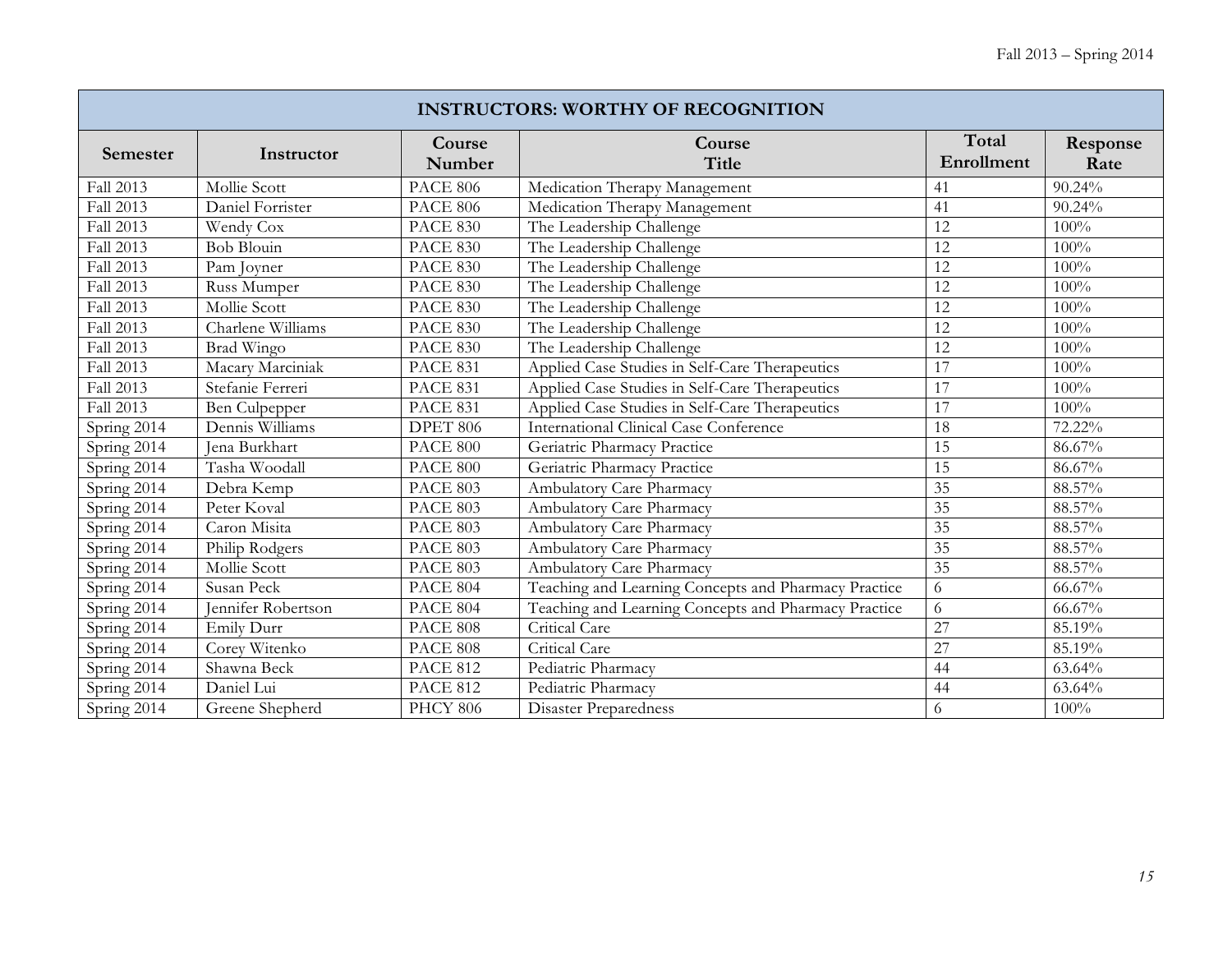| INSTRUCTORS: WORTHY OF RECOGNITION | | | | | |
|---|---|---|---|---|---|
| **Semester** | **Instructor** | **Course Number** | **Course Title** | **Total Enrollment** | **Response Rate** |
| Fall 2013 | Mollie Scott | PACE 806 | Medication Therapy Management | 41 | 90.24% |
| Fall 2013 | Daniel Forrister | PACE 806 | Medication Therapy Management | 41 | 90.24% |
| Fall 2013 | Wendy Cox | PACE 830 | The Leadership Challenge | 12 | 100% |
| Fall 2013 | Bob Blouin | PACE 830 | The Leadership Challenge | 12 | 100% |
| Fall 2013 | Pam Joyner | PACE 830 | The Leadership Challenge | 12 | 100% |
| Fall 2013 | Russ Mumper | PACE 830 | The Leadership Challenge | 12 | 100% |
| Fall 2013 | Mollie Scott | PACE 830 | The Leadership Challenge | 12 | 100% |
| Fall 2013 | Charlene Williams | PACE 830 | The Leadership Challenge | 12 | 100% |
| Fall 2013 | Brad Wingo | PACE 830 | The Leadership Challenge | 12 | 100% |
| Fall 2013 | Macary Marciniak | PACE 831 | Applied Case Studies in Self-Care Therapeutics | 17 | 100% |
| Fall 2013 | Stefanie Ferreri | PACE 831 | Applied Case Studies in Self-Care Therapeutics | 17 | 100% |
| Fall 2013 | Ben Culpepper | PACE 831 | Applied Case Studies in Self-Care Therapeutics | 17 | 100% |
| Spring 2014 | Dennis Williams | DPET 806 | International Clinical Case Conference | 18 | 72.22% |
| Spring 2014 | Jena Burkhart | PACE 800 | Geriatric Pharmacy Practice | 15 | 86.67% |
| Spring 2014 | Tasha Woodall | PACE 800 | Geriatric Pharmacy Practice | 15 | 86.67% |
| Spring 2014 | Debra Kemp | PACE 803 | Ambulatory Care Pharmacy | 35 | 88.57% |
| Spring 2014 | Peter Koval | PACE 803 | Ambulatory Care Pharmacy | 35 | 88.57% |
| Spring 2014 | Caron Misita | PACE 803 | Ambulatory Care Pharmacy | 35 | 88.57% |
| Spring 2014 | Philip Rodgers | PACE 803 | Ambulatory Care Pharmacy | 35 | 88.57% |
| Spring 2014 | Mollie Scott | PACE 803 | Ambulatory Care Pharmacy | 35 | 88.57% |
| Spring 2014 | Susan Peck | PACE 804 | Teaching and Learning Concepts and Pharmacy Practice | 6 | 66.67% |
| Spring 2014 | Jennifer Robertson | PACE 804 | Teaching and Learning Concepts and Pharmacy Practice | 6 | 66.67% |
| Spring 2014 | Emily Durr | PACE 808 | Critical Care | 27 | 85.19% |
| Spring 2014 | Corey Witenko | PACE 808 | Critical Care | 27 | 85.19% |
| Spring 2014 | Shawna Beck | PACE 812 | Pediatric Pharmacy | 44 | 63.64% |
| Spring 2014 | Daniel Lui | PACE 812 | Pediatric Pharmacy | 44 | 63.64% |
| Spring 2014 | Greene Shepherd | PHCY 806 | Disaster Preparedness | 6 | 100% |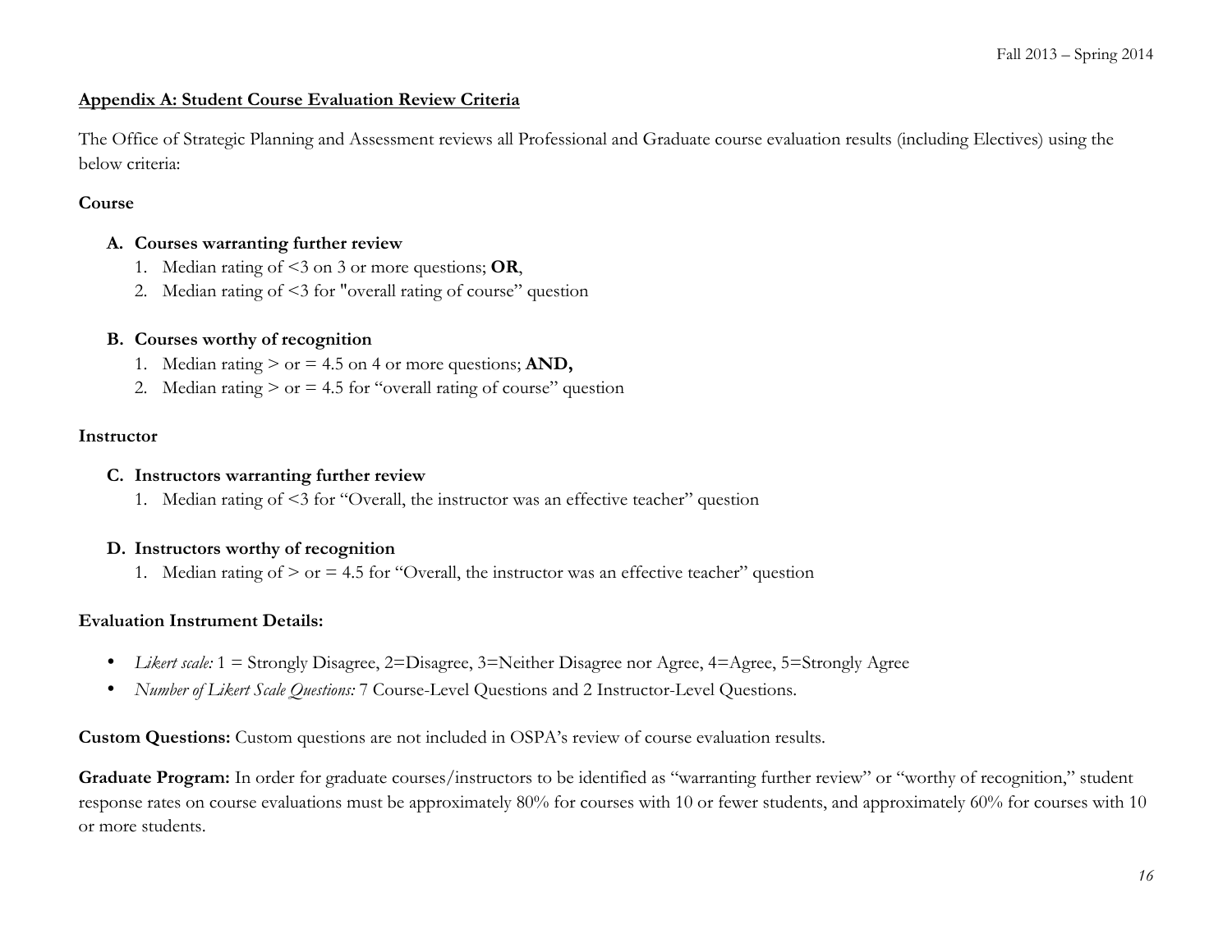## Appendix A: Student Course Evaluation Review Criteria

The Office of Strategic Planning and Assessment reviews all Professional and Graduate course evaluation results (including Electives) using the below criteria:

**Course**

**A. Courses warranting further review**

1. Median rating of <3 on 3 or more questions; **OR**,
2. Median rating of <3 for "overall rating of course" question

**B. Courses worthy of recognition**

1. Median rating > or = 4.5 on 4 or more questions; **AND,**
2. Median rating > or = 4.5 for "overall rating of course" question

**Instructor**

**C. Instructors warranting further review**

1. Median rating of <3 for "Overall, the instructor was an effective teacher" question

**D. Instructors worthy of recognition**

1. Median rating of > or = 4.5 for "Overall, the instructor was an effective teacher" question

**Evaluation Instrument Details:**

- *Likert scale:* 1 = Strongly Disagree, 2=Disagree, 3=Neither Disagree nor Agree, 4=Agree, 5=Strongly Agree
- *Number of Likert Scale Questions:* 7 Course-Level Questions and 2 Instructor-Level Questions.

**Custom Questions:** Custom questions are not included in OSPA's review of course evaluation results.

**Graduate Program:** In order for graduate courses/instructors to be identified as "warranting further review" or "worthy of recognition," student response rates on course evaluations must be approximately 80% for courses with 10 or fewer students, and approximately 60% for courses with 10 or more students.